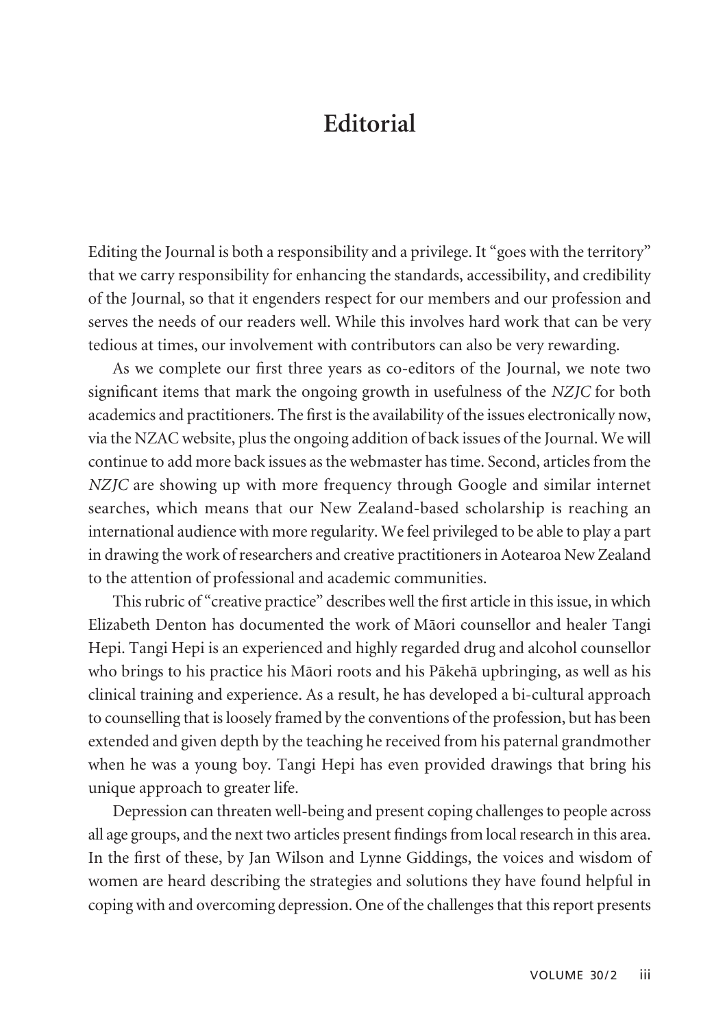# Editorial

Editing the Journal is both a responsibility and a privilege. It "goes with the territory" that we carry responsibility for enhancing the standards, accessibility, and credibility of the Journal, so that it engenders respect for our members and our profession and serves the needs of our readers well. While this involves hard work that can be very tedious at times, our involvement with contributors can also be very rewarding.

As we complete our first three years as co-editors of the Journal, we note two significant items that mark the ongoing growth in usefulness of the *NZJC* for both academics and practitioners. The first is the availability of the issues electronically now, via the NZAC website, plus the ongoing addition of back issues of the Journal. We will continue to add more back issues as the webmaster has time. Second, articles from the *NZJC* are showing up with more frequency through Google and similar internet searches, which means that our New Zealand-based scholarship is reaching an international audience with more regularity. We feel privileged to be able to play a part in drawing the work of researchers and creative practitioners in Aotearoa New Zealand to the attention of professional and academic communities.

This rubric of "creative practice" describes well the first article in this issue, in which Elizabeth Denton has documented the work of Māori counsellor and healer Tangi Hepi. Tangi Hepi is an experienced and highly regarded drug and alcohol counsellor who brings to his practice his Māori roots and his Pākehā upbringing, as well as his clinical training and experience. As a result, he has developed a bi-cultural approach to counselling that is loosely framed by the conventions of the profession, but has been extended and given depth by the teaching he received from his paternal grandmother when he was a young boy. Tangi Hepi has even provided drawings that bring his unique approach to greater life.

Depression can threaten well-being and present coping challenges to people across all age groups, and the next two articles present findings from local research in this area. In the first of these, by Jan Wilson and Lynne Giddings, the voices and wisdom of women are heard describing the strategies and solutions they have found helpful in coping with and overcoming depression. One of the challenges that this report presents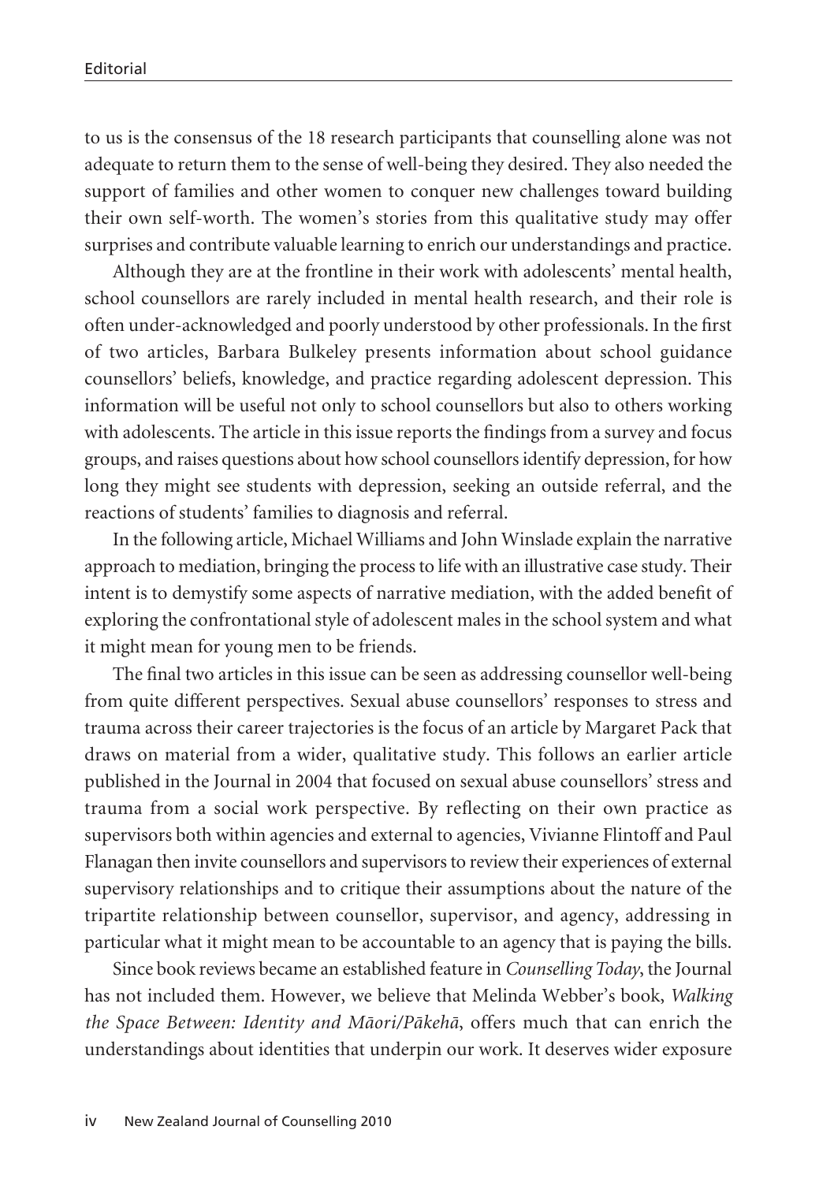to us is the consensus of the 18 research participants that counselling alone was not adequate to return them to the sense of well-being they desired. They also needed the support of families and other women to conquer new challenges toward building their own self-worth. The women's stories from this qualitative study may offer surprises and contribute valuable learning to enrich our understandings and practice.

Although they are at the frontline in their work with adolescents' mental health, school counsellors are rarely included in mental health research, and their role is often under-acknowledged and poorly understood by other professionals. In the first of two articles, Barbara Bulkeley presents information about school guidance counsellors' beliefs, knowledge, and practice regarding adolescent depression. This information will be useful not only to school counsellors but also to others working with adolescents. The article in this issue reports the findings from a survey and focus groups, and raises questions about how school counsellors identify depression, for how long they might see students with depression, seeking an outside referral, and the reactions of students' families to diagnosis and referral.

In the following article, Michael Williams and John Winslade explain the narrative approach to mediation, bringing the process to life with an illustrative case study. Their intent is to demystify some aspects of narrative mediation, with the added benefit of exploring the confrontational style of adolescent males in the school system and what it might mean for young men to be friends.

The final two articles in this issue can be seen as addressing counsellor well-being from quite different perspectives. Sexual abuse counsellors' responses to stress and trauma across their career trajectories is the focus of an article by Margaret Pack that draws on material from a wider, qualitative study. This follows an earlier article published in the Journal in 2004 that focused on sexual abuse counsellors' stress and trauma from a social work perspective. By reflecting on their own practice as supervisors both within agencies and external to agencies, Vivianne Flintoff and Paul Flanagan then invite counsellors and supervisors to review their experiences of external supervisory relationships and to critique their assumptions about the nature of the tripartite relationship between counsellor, supervisor, and agency, addressing in particular what it might mean to be accountable to an agency that is paying the bills.

Since book reviews became an established feature in *Counselling Today*, the Journal has not included them. However, we believe that Melinda Webber's book, *Walking the Space Between: Identity and Māori/Pākehā*, offers much that can enrich the understandings about identities that underpin our work. It deserves wider exposure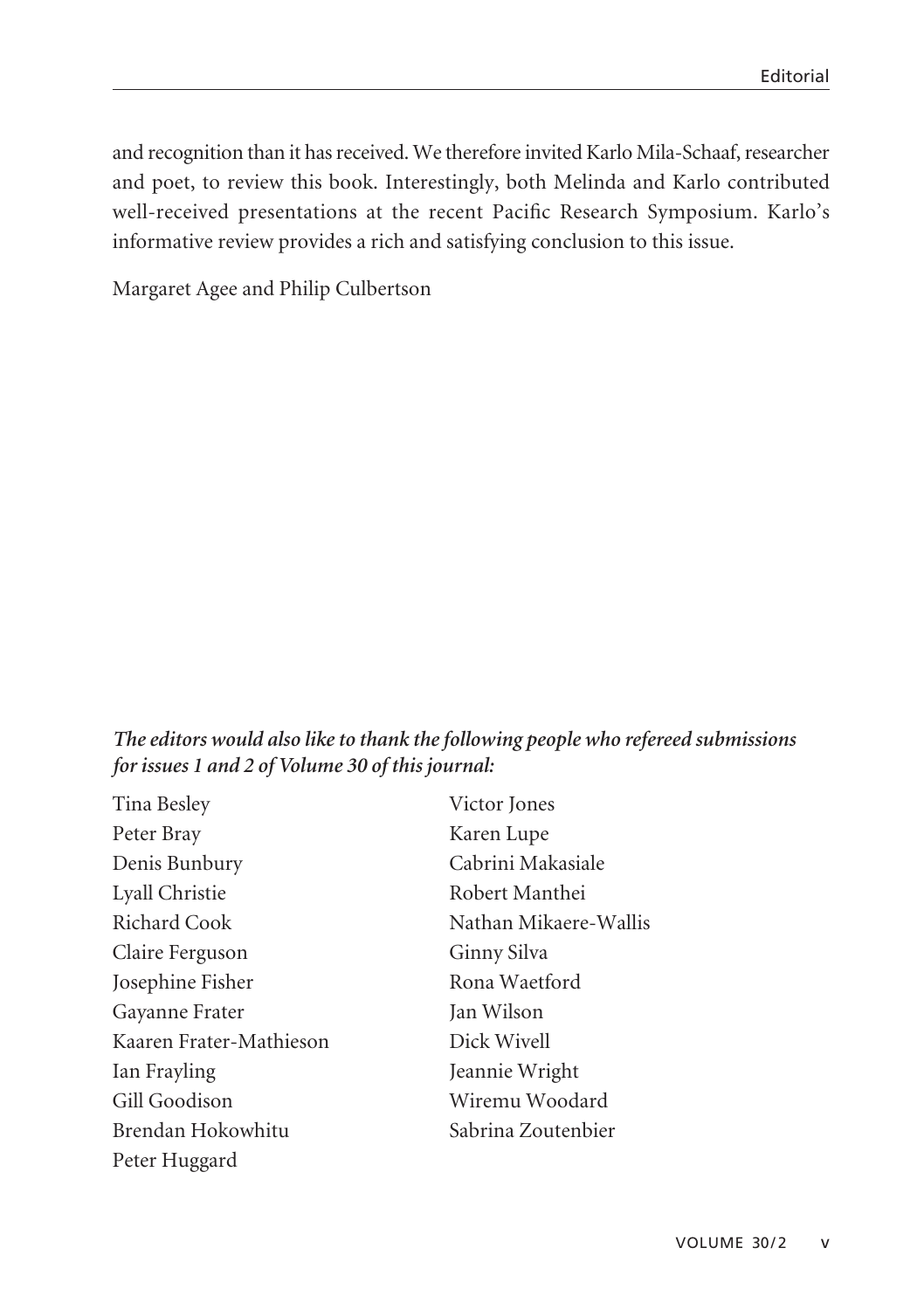and recognition than it has received. We therefore invited Karlo Mila-Schaaf, researcher and poet, to review this book. Interestingly, both Melinda and Karlo contributed well-received presentations at the recent Pacific Research Symposium. Karlo's informative review provides a rich and satisfying conclusion to this issue.

Margaret Agee and Philip Culbertson

***The editors would also like to thank the following people who refereed submissions for issues 1 and 2 of Volume 30 of this journal:***

Tina Besley
Peter Bray
Denis Bunbury
Lyall Christie
Richard Cook
Claire Ferguson
Josephine Fisher
Gayanne Frater
Kaaren Frater-Mathieson
Ian Frayling
Gill Goodison
Brendan Hokowhitu
Peter Huggard
Victor Jones
Karen Lupe
Cabrini Makasiale
Robert Manthei
Nathan Mikaere-Wallis
Ginny Silva
Rona Waetford
Jan Wilson
Dick Wivell
Jeannie Wright
Wiremu Woodard
Sabrina Zoutenbier